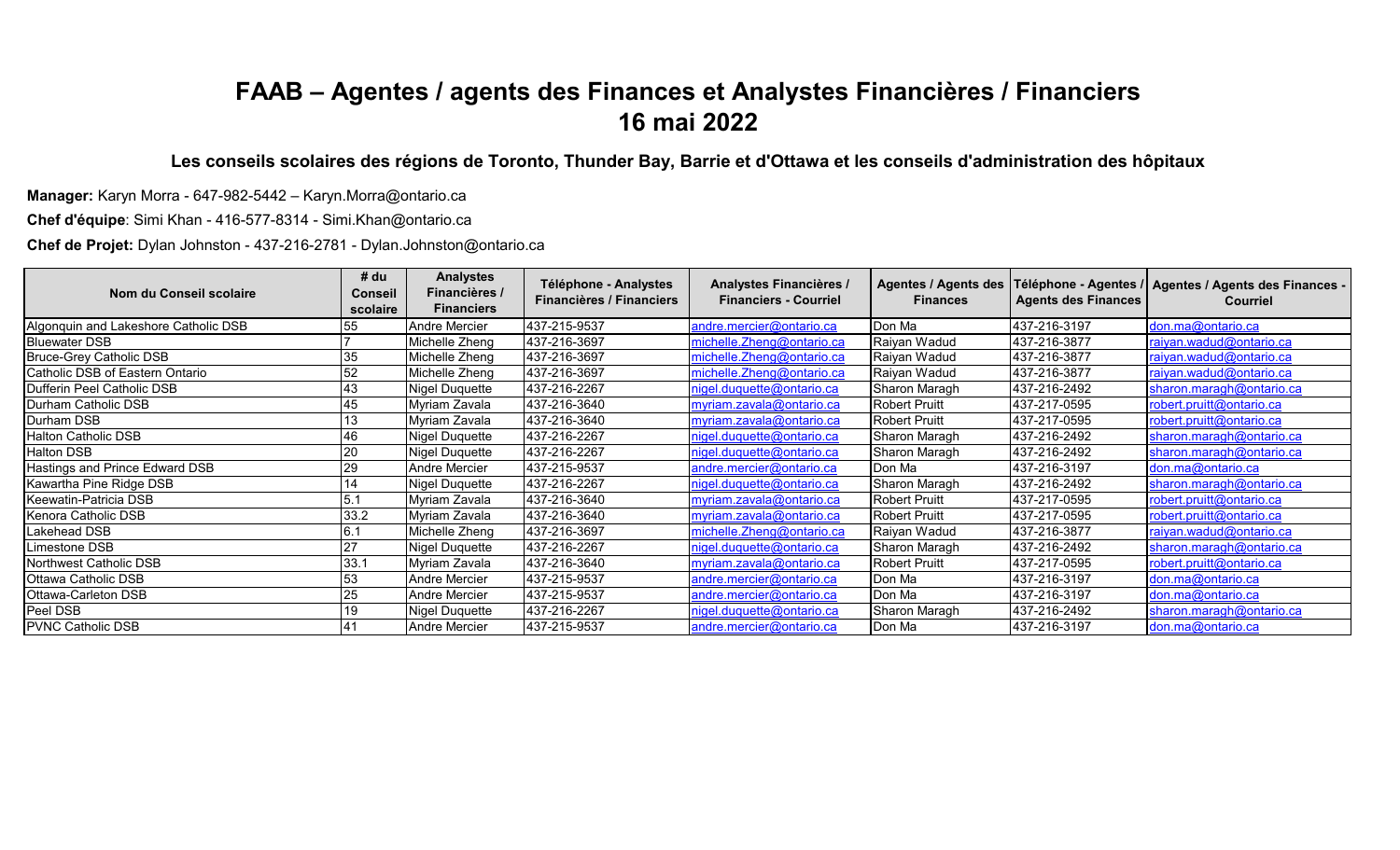# FAAB – Agentes / agents des Finances et Analystes Financières / Financiers
# 16 mai 2022

### Les conseils scolaires des régions de Toronto, Thunder Bay, Barrie et d'Ottawa et les conseils d'administration des hôpitaux

**Manager:** Karyn Morra - 647-982-5442 – Karyn.Morra@ontario.ca

**Chef d'équipe**: Simi Khan - 416-577-8314 - Simi.Khan@ontario.ca

**Chef de Projet:** Dylan Johnston - 437-216-2781 - Dylan.Johnston@ontario.ca

| Nom du Conseil scolaire | # du Conseil scolaire | Analystes Financières / Financiers | Téléphone - Analystes Financières / Financiers | Analystes Financières / Financiers - Courriel | Agentes / Agents des Finances | Téléphone - Agentes / Agents des Finances | Agentes / Agents des Finances - Courriel |
|---|---|---|---|---|---|---|---|
| Algonquin and Lakeshore Catholic DSB | 55 | Andre Mercier | 437-215-9537 | andre.mercier@ontario.ca | Don Ma | 437-216-3197 | don.ma@ontario.ca |
| Bluewater DSB | 7 | Michelle Zheng | 437-216-3697 | michelle.Zheng@ontario.ca | Raiyan Wadud | 437-216-3877 | raiyan.wadud@ontario.ca |
| Bruce-Grey Catholic DSB | 35 | Michelle Zheng | 437-216-3697 | michelle.Zheng@ontario.ca | Raiyan Wadud | 437-216-3877 | raiyan.wadud@ontario.ca |
| Catholic DSB of Eastern Ontario | 52 | Michelle Zheng | 437-216-3697 | michelle.Zheng@ontario.ca | Raiyan Wadud | 437-216-3877 | raiyan.wadud@ontario.ca |
| Dufferin Peel Catholic DSB | 43 | Nigel Duquette | 437-216-2267 | nigel.duquette@ontario.ca | Sharon Maragh | 437-216-2492 | sharon.maragh@ontario.ca |
| Durham Catholic DSB | 45 | Myriam Zavala | 437-216-3640 | myriam.zavala@ontario.ca | Robert Pruitt | 437-217-0595 | robert.pruitt@ontario.ca |
| Durham DSB | 13 | Myriam Zavala | 437-216-3640 | myriam.zavala@ontario.ca | Robert Pruitt | 437-217-0595 | robert.pruitt@ontario.ca |
| Halton Catholic DSB | 46 | Nigel Duquette | 437-216-2267 | nigel.duquette@ontario.ca | Sharon Maragh | 437-216-2492 | sharon.maragh@ontario.ca |
| Halton DSB | 20 | Nigel Duquette | 437-216-2267 | nigel.duquette@ontario.ca | Sharon Maragh | 437-216-2492 | sharon.maragh@ontario.ca |
| Hastings and Prince Edward DSB | 29 | Andre Mercier | 437-215-9537 | andre.mercier@ontario.ca | Don Ma | 437-216-3197 | don.ma@ontario.ca |
| Kawartha Pine Ridge DSB | 14 | Nigel Duquette | 437-216-2267 | nigel.duquette@ontario.ca | Sharon Maragh | 437-216-2492 | sharon.maragh@ontario.ca |
| Keewatin-Patricia DSB | 5.1 | Myriam Zavala | 437-216-3640 | myriam.zavala@ontario.ca | Robert Pruitt | 437-217-0595 | robert.pruitt@ontario.ca |
| Kenora Catholic DSB | 33.2 | Myriam Zavala | 437-216-3640 | myriam.zavala@ontario.ca | Robert Pruitt | 437-217-0595 | robert.pruitt@ontario.ca |
| Lakehead DSB | 6.1 | Michelle Zheng | 437-216-3697 | michelle.Zheng@ontario.ca | Raiyan Wadud | 437-216-3877 | raiyan.wadud@ontario.ca |
| Limestone DSB | 27 | Nigel Duquette | 437-216-2267 | nigel.duquette@ontario.ca | Sharon Maragh | 437-216-2492 | sharon.maragh@ontario.ca |
| Northwest Catholic DSB | 33.1 | Myriam Zavala | 437-216-3640 | myriam.zavala@ontario.ca | Robert Pruitt | 437-217-0595 | robert.pruitt@ontario.ca |
| Ottawa Catholic DSB | 53 | Andre Mercier | 437-215-9537 | andre.mercier@ontario.ca | Don Ma | 437-216-3197 | don.ma@ontario.ca |
| Ottawa-Carleton DSB | 25 | Andre Mercier | 437-215-9537 | andre.mercier@ontario.ca | Don Ma | 437-216-3197 | don.ma@ontario.ca |
| Peel DSB | 19 | Nigel Duquette | 437-216-2267 | nigel.duquette@ontario.ca | Sharon Maragh | 437-216-2492 | sharon.maragh@ontario.ca |
| PVNC Catholic DSB | 41 | Andre Mercier | 437-215-9537 | andre.mercier@ontario.ca | Don Ma | 437-216-3197 | don.ma@ontario.ca |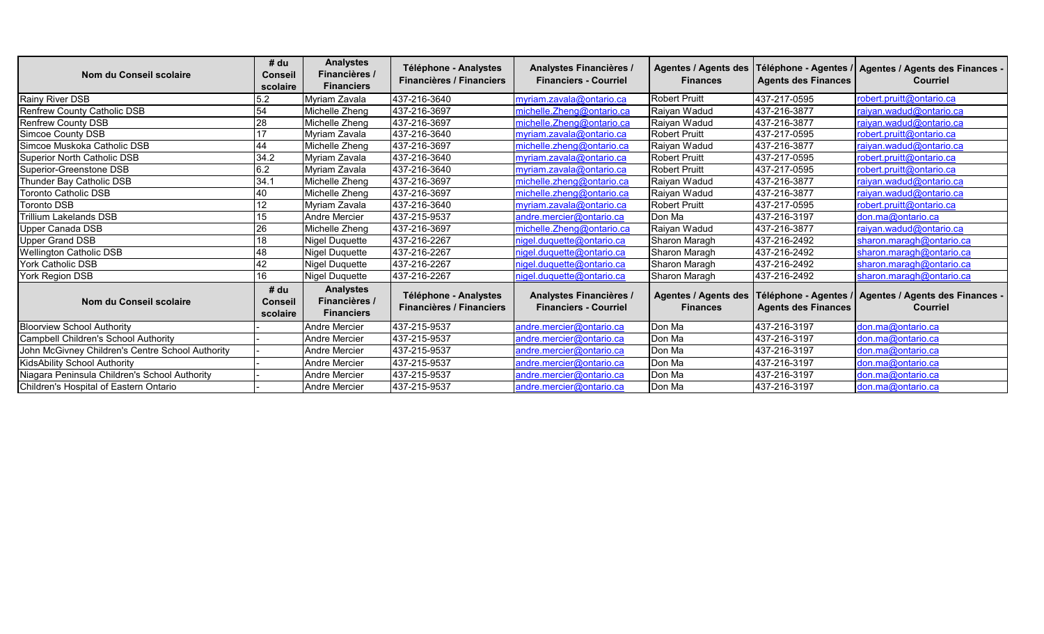| Nom du Conseil scolaire | # du Conseil scolaire | Analystes Financières / Financiers | Téléphone - Analystes Financières / Financiers | Analystes Financières / Financiers - Courriel | Agentes / Agents des Finances | Téléphone - Agentes / Agents des Finances | Agentes / Agents des Finances - Courriel |
|---|---|---|---|---|---|---|---|
| Rainy River DSB | 5.2 | Myriam Zavala | 437-216-3640 | myriam.zavala@ontario.ca | Robert Pruitt | 437-217-0595 | robert.pruitt@ontario.ca |
| Renfrew County Catholic DSB | 54 | Michelle Zheng | 437-216-3697 | michelle.Zheng@ontario.ca | Raiyan Wadud | 437-216-3877 | raiyan.wadud@ontario.ca |
| Renfrew County DSB | 28 | Michelle Zheng | 437-216-3697 | michelle.Zheng@ontario.ca | Raiyan Wadud | 437-216-3877 | raiyan.wadud@ontario.ca |
| Simcoe County DSB | 17 | Myriam Zavala | 437-216-3640 | myriam.zavala@ontario.ca | Robert Pruitt | 437-217-0595 | robert.pruitt@ontario.ca |
| Simcoe Muskoka Catholic DSB | 44 | Michelle Zheng | 437-216-3697 | michelle.zheng@ontario.ca | Raiyan Wadud | 437-216-3877 | raiyan.wadud@ontario.ca |
| Superior North Catholic DSB | 34.2 | Myriam Zavala | 437-216-3640 | myriam.zavala@ontario.ca | Robert Pruitt | 437-217-0595 | robert.pruitt@ontario.ca |
| Superior-Greenstone DSB | 6.2 | Myriam Zavala | 437-216-3640 | myriam.zavala@ontario.ca | Robert Pruitt | 437-217-0595 | robert.pruitt@ontario.ca |
| Thunder Bay Catholic DSB | 34.1 | Michelle Zheng | 437-216-3697 | michelle.zheng@ontario.ca | Raiyan Wadud | 437-216-3877 | raiyan.wadud@ontario.ca |
| Toronto Catholic DSB | 40 | Michelle Zheng | 437-216-3697 | michelle.zheng@ontario.ca | Raiyan Wadud | 437-216-3877 | raiyan.wadud@ontario.ca |
| Toronto DSB | 12 | Myriam Zavala | 437-216-3640 | myriam.zavala@ontario.ca | Robert Pruitt | 437-217-0595 | robert.pruitt@ontario.ca |
| Trillium Lakelands DSB | 15 | Andre Mercier | 437-215-9537 | andre.mercier@ontario.ca | Don Ma | 437-216-3197 | don.ma@ontario.ca |
| Upper Canada DSB | 26 | Michelle Zheng | 437-216-3697 | michelle.Zheng@ontario.ca | Raiyan Wadud | 437-216-3877 | raiyan.wadud@ontario.ca |
| Upper Grand DSB | 18 | Nigel Duquette | 437-216-2267 | nigel.duquette@ontario.ca | Sharon Maragh | 437-216-2492 | sharon.maragh@ontario.ca |
| Wellington Catholic DSB | 48 | Nigel Duquette | 437-216-2267 | nigel.duquette@ontario.ca | Sharon Maragh | 437-216-2492 | sharon.maragh@ontario.ca |
| York Catholic DSB | 42 | Nigel Duquette | 437-216-2267 | nigel.duquette@ontario.ca | Sharon Maragh | 437-216-2492 | sharon.maragh@ontario.ca |
| York Region DSB | 16 | Nigel Duquette | 437-216-2267 | nigel.duquette@ontario.ca | Sharon Maragh | 437-216-2492 | sharon.maragh@ontario.ca |
| **Nom du Conseil scolaire** | **# du Conseil scolaire** | **Analystes Financières / Financiers** | **Téléphone - Analystes Financières / Financiers** | **Analystes Financières / Financiers - Courriel** | **Agentes / Agents des Finances** | **Téléphone - Agentes / Agents des Finances** | **Agentes / Agents des Finances - Courriel** |
| Bloorview School Authority | - | Andre Mercier | 437-215-9537 | andre.mercier@ontario.ca | Don Ma | 437-216-3197 | don.ma@ontario.ca |
| Campbell Children's School Authority | - | Andre Mercier | 437-215-9537 | andre.mercier@ontario.ca | Don Ma | 437-216-3197 | don.ma@ontario.ca |
| John McGivney Children's Centre School Authority | - | Andre Mercier | 437-215-9537 | andre.mercier@ontario.ca | Don Ma | 437-216-3197 | don.ma@ontario.ca |
| KidsAbility School Authority | - | Andre Mercier | 437-215-9537 | andre.mercier@ontario.ca | Don Ma | 437-216-3197 | don.ma@ontario.ca |
| Niagara Peninsula Children's School Authority | - | Andre Mercier | 437-215-9537 | andre.mercier@ontario.ca | Don Ma | 437-216-3197 | don.ma@ontario.ca |
| Children's Hospital of Eastern Ontario | - | Andre Mercier | 437-215-9537 | andre.mercier@ontario.ca | Don Ma | 437-216-3197 | don.ma@ontario.ca |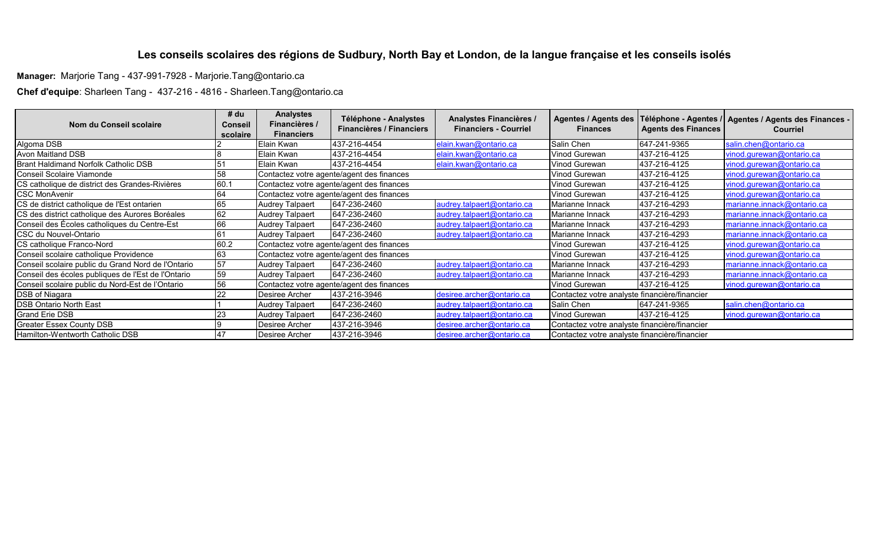# Les conseils scolaires des régions de Sudbury, North Bay et London, de la langue française et les conseils isolés

**Manager:** Marjorie Tang - 437-991-7928 - Marjorie.Tang@ontario.ca

**Chef d'equipe**: Sharleen Tang - 437-216 - 4816 - Sharleen.Tang@ontario.ca

| Nom du Conseil scolaire | # du Conseil scolaire | Analystes Financières / Financiers | Téléphone - Analystes Financières / Financiers | Analystes Financières / Financiers - Courriel | Agentes / Agents des Finances | Téléphone - Agentes / Agents des Finances | Agentes / Agents des Finances - Courriel |
|---|---|---|---|---|---|---|---|
| Algoma DSB | 2 | Elain Kwan | 437-216-4454 | elain.kwan@ontario.ca | Salin Chen | 647-241-9365 | salin.chen@ontario.ca |
| Avon Maitland DSB | 8 | Elain Kwan | 437-216-4454 | elain.kwan@ontario.ca | Vinod Gurewan | 437-216-4125 | vinod.gurewan@ontario.ca |
| Brant Haldimand Norfolk Catholic DSB | 51 | Elain Kwan | 437-216-4454 | elain.kwan@ontario.ca | Vinod Gurewan | 437-216-4125 | vinod.gurewan@ontario.ca |
| Conseil Scolaire Viamonde | 58 | Contactez votre agente/agent des finances | | | Vinod Gurewan | 437-216-4125 | vinod.gurewan@ontario.ca |
| CS catholique de district des Grandes-Rivières | 60.1 | Contactez votre agente/agent des finances | | | Vinod Gurewan | 437-216-4125 | vinod.gurewan@ontario.ca |
| CSC MonAvenir | 64 | Contactez votre agente/agent des finances | | | Vinod Gurewan | 437-216-4125 | vinod.gurewan@ontario.ca |
| CS de district catholique de l'Est ontarien | 65 | Audrey Talpaert | 647-236-2460 | audrey.talpaert@ontario.ca | Marianne Innack | 437-216-4293 | marianne.innack@ontario.ca |
| CS des district catholique des Aurores Boréales | 62 | Audrey Talpaert | 647-236-2460 | audrey.talpaert@ontario.ca | Marianne Innack | 437-216-4293 | marianne.innack@ontario.ca |
| Conseil des Écoles catholiques du Centre-Est | 66 | Audrey Talpaert | 647-236-2460 | audrey.talpaert@ontario.ca | Marianne Innack | 437-216-4293 | marianne.innack@ontario.ca |
| CSC du Nouvel-Ontario | 61 | Audrey Talpaert | 647-236-2460 | audrey.talpaert@ontario.ca | Marianne Innack | 437-216-4293 | marianne.innack@ontario.ca |
| CS catholique Franco-Nord | 60.2 | Contactez votre agente/agent des finances | | | Vinod Gurewan | 437-216-4125 | vinod.gurewan@ontario.ca |
| Conseil scolaire catholique Providence | 63 | Contactez votre agente/agent des finances | | | Vinod Gurewan | 437-216-4125 | vinod.gurewan@ontario.ca |
| Conseil scolaire public du Grand Nord de l'Ontario | 57 | Audrey Talpaert | 647-236-2460 | audrey.talpaert@ontario.ca | Marianne Innack | 437-216-4293 | marianne.innack@ontario.ca |
| Conseil des écoles publiques de l'Est de l'Ontario | 59 | Audrey Talpaert | 647-236-2460 | audrey.talpaert@ontario.ca | Marianne Innack | 437-216-4293 | marianne.innack@ontario.ca |
| Conseil scolaire public du Nord-Est de l'Ontario | 56 | Contactez votre agente/agent des finances | | | Vinod Gurewan | 437-216-4125 | vinod.gurewan@ontario.ca |
| DSB of Niagara | 22 | Desiree Archer | 437-216-3946 | desiree.archer@ontario.ca | Contactez votre analyste financière/financier | | |
| DSB Ontario North East | 1 | Audrey Talpaert | 647-236-2460 | audrey.talpaert@ontario.ca | Salin Chen | 647-241-9365 | salin.chen@ontario.ca |
| Grand Erie DSB | 23 | Audrey Talpaert | 647-236-2460 | audrey.talpaert@ontario.ca | Vinod Gurewan | 437-216-4125 | vinod.gurewan@ontario.ca |
| Greater Essex County DSB | 9 | Desiree Archer | 437-216-3946 | desiree.archer@ontario.ca | Contactez votre analyste financière/financier | | |
| Hamilton-Wentworth Catholic DSB | 47 | Desiree Archer | 437-216-3946 | desiree.archer@ontario.ca | Contactez votre analyste financière/financier | | |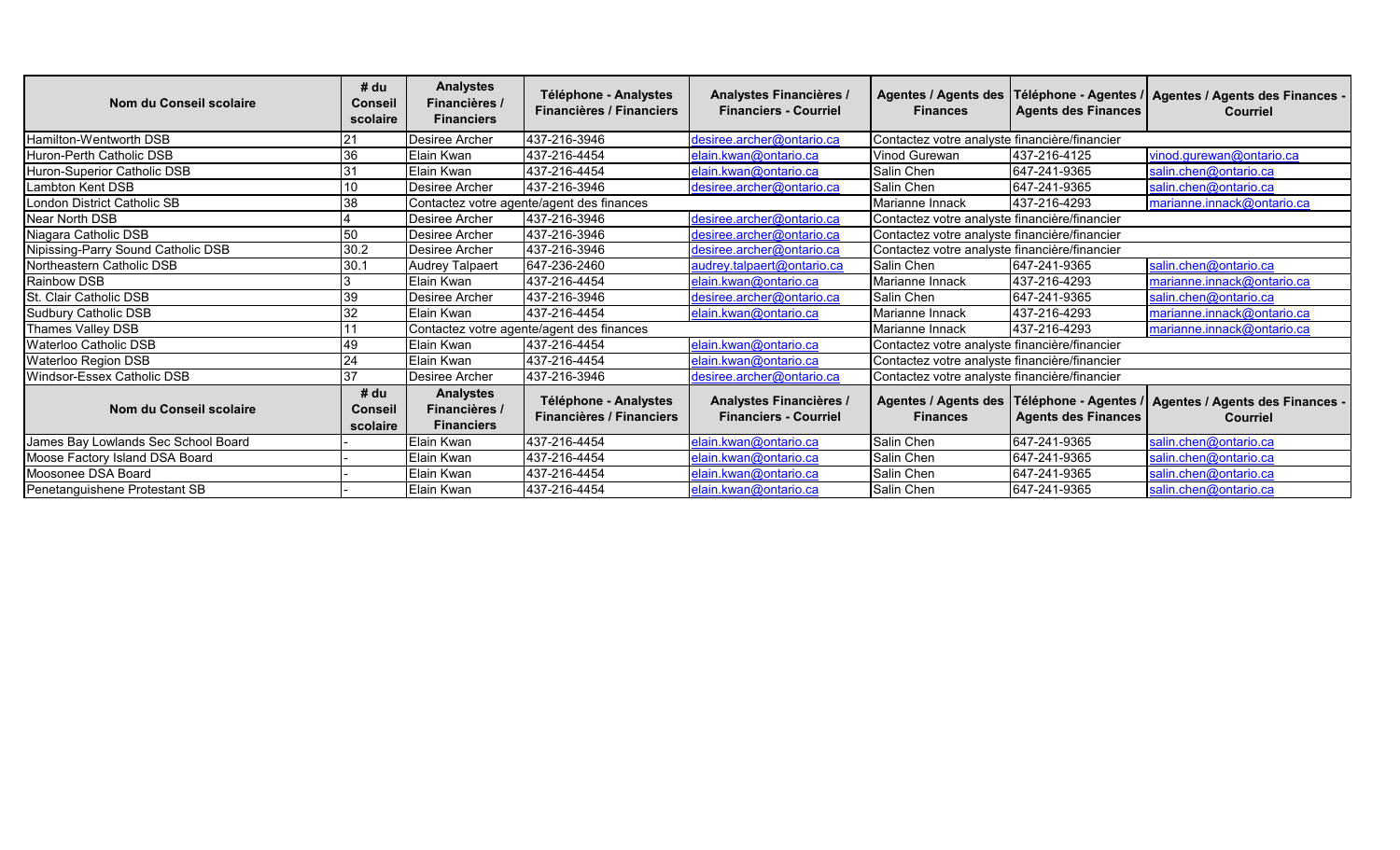| Nom du Conseil scolaire | # du Conseil scolaire | Analystes Financières / Financiers | Téléphone - Analystes Financières / Financiers | Analystes Financières / Financiers - Courriel | Agentes / Agents des Finances | Téléphone - Agentes / Agents des Finances | Agentes / Agents des Finances - Courriel |
|---|---|---|---|---|---|---|---|
| Hamilton-Wentworth DSB | 21 | Desiree Archer | 437-216-3946 | desiree.archer@ontario.ca | Contactez votre analyste financière/financier | | |
| Huron-Perth Catholic DSB | 36 | Elain Kwan | 437-216-4454 | elain.kwan@ontario.ca | Vinod Gurewan | 437-216-4125 | vinod.gurewan@ontario.ca |
| Huron-Superior Catholic DSB | 31 | Elain Kwan | 437-216-4454 | elain.kwan@ontario.ca | Salin Chen | 647-241-9365 | salin.chen@ontario.ca |
| Lambton Kent DSB | 10 | Desiree Archer | 437-216-3946 | desiree.archer@ontario.ca | Salin Chen | 647-241-9365 | salin.chen@ontario.ca |
| London District Catholic SB | 38 | Contactez votre agente/agent des finances | | | Marianne Innack | 437-216-4293 | marianne.innack@ontario.ca |
| Near North DSB | 4 | Desiree Archer | 437-216-3946 | desiree.archer@ontario.ca | Contactez votre analyste financière/financier | | |
| Niagara Catholic DSB | 50 | Desiree Archer | 437-216-3946 | desiree.archer@ontario.ca | Contactez votre analyste financière/financier | | |
| Nipissing-Parry Sound Catholic DSB | 30.2 | Desiree Archer | 437-216-3946 | desiree.archer@ontario.ca | Contactez votre analyste financière/financier | | |
| Northeastern Catholic DSB | 30.1 | Audrey Talpaert | 647-236-2460 | audrey.talpaert@ontario.ca | Salin Chen | 647-241-9365 | salin.chen@ontario.ca |
| Rainbow DSB | 3 | Elain Kwan | 437-216-4454 | elain.kwan@ontario.ca | Marianne Innack | 437-216-4293 | marianne.innack@ontario.ca |
| St. Clair Catholic DSB | 39 | Desiree Archer | 437-216-3946 | desiree.archer@ontario.ca | Salin Chen | 647-241-9365 | salin.chen@ontario.ca |
| Sudbury Catholic DSB | 32 | Elain Kwan | 437-216-4454 | elain.kwan@ontario.ca | Marianne Innack | 437-216-4293 | marianne.innack@ontario.ca |
| Thames Valley DSB | 11 | Contactez votre agente/agent des finances | | | Marianne Innack | 437-216-4293 | marianne.innack@ontario.ca |
| Waterloo Catholic DSB | 49 | Elain Kwan | 437-216-4454 | elain.kwan@ontario.ca | Contactez votre analyste financière/financier | | |
| Waterloo Region DSB | 24 | Elain Kwan | 437-216-4454 | elain.kwan@ontario.ca | Contactez votre analyste financière/financier | | |
| Windsor-Essex Catholic DSB | 37 | Desiree Archer | 437-216-3946 | desiree.archer@ontario.ca | Contactez votre analyste financière/financier | | |
| **Nom du Conseil scolaire** | **# du Conseil scolaire** | **Analystes Financières / Financiers** | **Téléphone - Analystes Financières / Financiers** | **Analystes Financières / Financiers - Courriel** | **Agentes / Agents des Finances** | **Téléphone - Agentes / Agents des Finances** | **Agentes / Agents des Finances - Courriel** |
| James Bay Lowlands Sec School Board | - | Elain Kwan | 437-216-4454 | elain.kwan@ontario.ca | Salin Chen | 647-241-9365 | salin.chen@ontario.ca |
| Moose Factory Island DSA Board | - | Elain Kwan | 437-216-4454 | elain.kwan@ontario.ca | Salin Chen | 647-241-9365 | salin.chen@ontario.ca |
| Moosonee DSA Board | - | Elain Kwan | 437-216-4454 | elain.kwan@ontario.ca | Salin Chen | 647-241-9365 | salin.chen@ontario.ca |
| Penetanguishene Protestant SB | - | Elain Kwan | 437-216-4454 | elain.kwan@ontario.ca | Salin Chen | 647-241-9365 | salin.chen@ontario.ca |